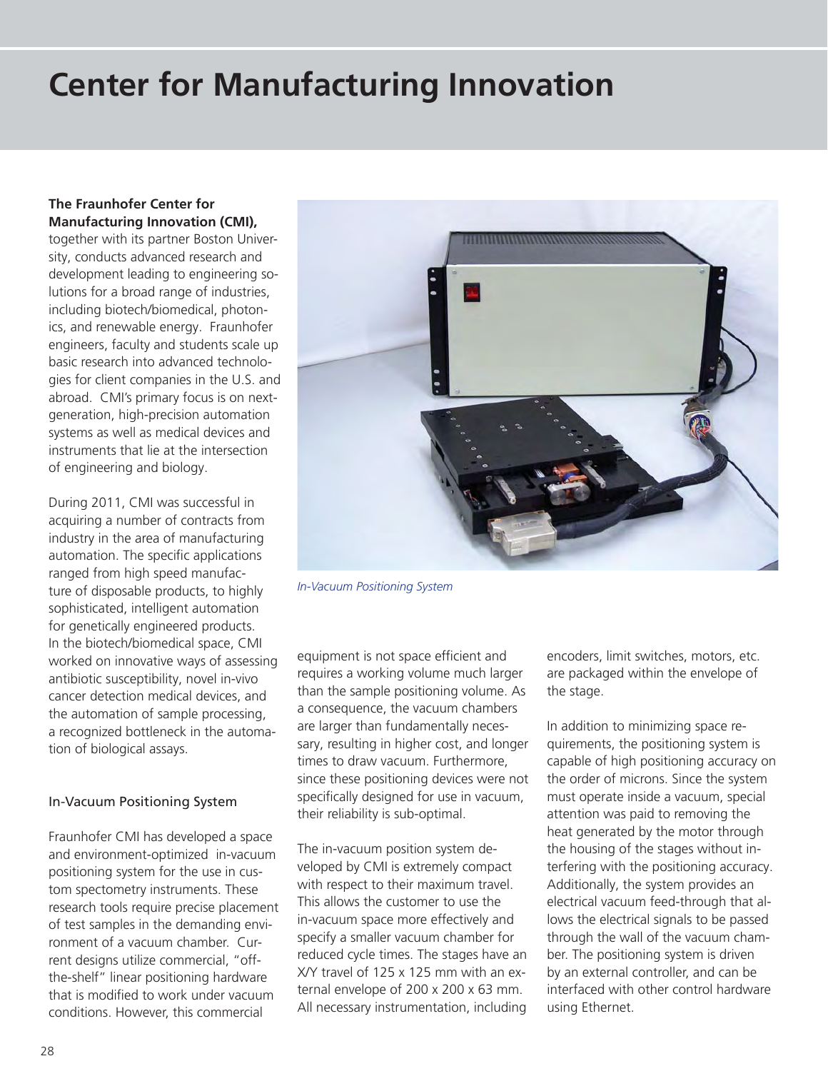# Center for Manufacturing Innovation

**The Fraunhofer Center for Manufacturing Innovation (CMI),** together with its partner Boston University, conducts advanced research and development leading to engineering solutions for a broad range of industries, including biotech/biomedical, photonics, and renewable energy. Fraunhofer engineers, faculty and students scale up basic research into advanced technologies for client companies in the U.S. and abroad. CMI's primary focus is on next-generation, high-precision automation systems as well as medical devices and instruments that lie at the intersection of engineering and biology.

During 2011, CMI was successful in acquiring a number of contracts from industry in the area of manufacturing automation. The specific applications ranged from high speed manufacture of disposable products, to highly sophisticated, intelligent automation for genetically engineered products. In the biotech/biomedical space, CMI worked on innovative ways of assessing antibiotic susceptibility, novel in-vivo cancer detection medical devices, and the automation of sample processing, a recognized bottleneck in the automation of biological assays.

*In-Vacuum Positioning System*

## In-Vacuum Positioning System

Fraunhofer CMI has developed a space and environment-optimized in-vacuum positioning system for the use in custom spectometry instruments. These research tools require precise placement of test samples in the demanding environment of a vacuum chamber. Current designs utilize commercial, "off-the-shelf" linear positioning hardware that is modified to work under vacuum conditions. However, this commercial equipment is not space efficient and requires a working volume much larger than the sample positioning volume. As a consequence, the vacuum chambers are larger than fundamentally necessary, resulting in higher cost, and longer times to draw vacuum. Furthermore, since these positioning devices were not specifically designed for use in vacuum, their reliability is sub-optimal.

The in-vacuum position system developed by CMI is extremely compact with respect to their maximum travel. This allows the customer to use the in-vacuum space more effectively and specify a smaller vacuum chamber for reduced cycle times. The stages have an X/Y travel of 125 x 125 mm with an external envelope of 200 x 200 x 63 mm. All necessary instrumentation, including encoders, limit switches, motors, etc. are packaged within the envelope of the stage.

In addition to minimizing space requirements, the positioning system is capable of high positioning accuracy on the order of microns. Since the system must operate inside a vacuum, special attention was paid to removing the heat generated by the motor through the housing of the stages without interfering with the positioning accuracy. Additionally, the system provides an electrical vacuum feed-through that allows the electrical signals to be passed through the wall of the vacuum chamber. The positioning system is driven by an external controller, and can be interfaced with other control hardware using Ethernet.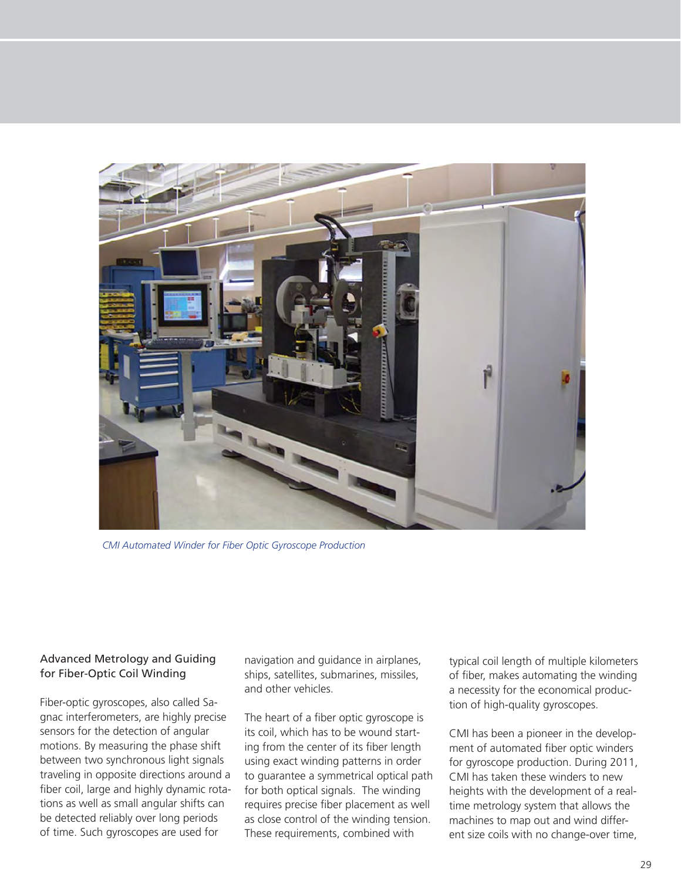*CMI Automated Winder for Fiber Optic Gyroscope Production*

## Advanced Metrology and Guiding for Fiber-Optic Coil Winding

Fiber-optic gyroscopes, also called Sagnac interferometers, are highly precise sensors for the detection of angular motions. By measuring the phase shift between two synchronous light signals traveling in opposite directions around a fiber coil, large and highly dynamic rotations as well as small angular shifts can be detected reliably over long periods of time. Such gyroscopes are used for navigation and guidance in airplanes, ships, satellites, submarines, missiles, and other vehicles.

The heart of a fiber optic gyroscope is its coil, which has to be wound starting from the center of its fiber length using exact winding patterns in order to guarantee a symmetrical optical path for both optical signals. The winding requires precise fiber placement as well as close control of the winding tension. These requirements, combined with typical coil length of multiple kilometers of fiber, makes automating the winding a necessity for the economical production of high-quality gyroscopes.

CMI has been a pioneer in the development of automated fiber optic winders for gyroscope production. During 2011, CMI has taken these winders to new heights with the development of a real-time metrology system that allows the machines to map out and wind different size coils with no change-over time,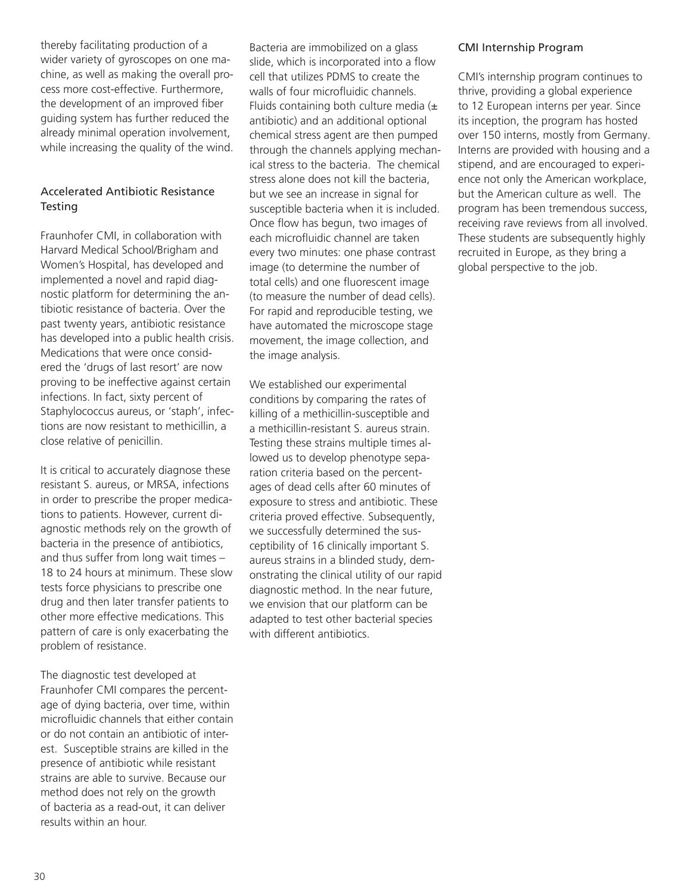thereby facilitating production of a wider variety of gyroscopes on one machine, as well as making the overall process more cost-effective. Furthermore, the development of an improved fiber guiding system has further reduced the already minimal operation involvement, while increasing the quality of the wind.

## Accelerated Antibiotic Resistance Testing

Fraunhofer CMI, in collaboration with Harvard Medical School/Brigham and Women's Hospital, has developed and implemented a novel and rapid diagnostic platform for determining the antibiotic resistance of bacteria. Over the past twenty years, antibiotic resistance has developed into a public health crisis. Medications that were once considered the 'drugs of last resort' are now proving to be ineffective against certain infections. In fact, sixty percent of Staphylococcus aureus, or 'staph', infections are now resistant to methicillin, a close relative of penicillin.

It is critical to accurately diagnose these resistant S. aureus, or MRSA, infections in order to prescribe the proper medications to patients. However, current diagnostic methods rely on the growth of bacteria in the presence of antibiotics, and thus suffer from long wait times – 18 to 24 hours at minimum. These slow tests force physicians to prescribe one drug and then later transfer patients to other more effective medications. This pattern of care is only exacerbating the problem of resistance.

The diagnostic test developed at Fraunhofer CMI compares the percentage of dying bacteria, over time, within microfluidic channels that either contain or do not contain an antibiotic of interest. Susceptible strains are killed in the presence of antibiotic while resistant strains are able to survive. Because our method does not rely on the growth of bacteria as a read-out, it can deliver results within an hour.

Bacteria are immobilized on a glass slide, which is incorporated into a flow cell that utilizes PDMS to create the walls of four microfluidic channels. Fluids containing both culture media (± antibiotic) and an additional optional chemical stress agent are then pumped through the channels applying mechanical stress to the bacteria. The chemical stress alone does not kill the bacteria, but we see an increase in signal for susceptible bacteria when it is included. Once flow has begun, two images of each microfluidic channel are taken every two minutes: one phase contrast image (to determine the number of total cells) and one fluorescent image (to measure the number of dead cells). For rapid and reproducible testing, we have automated the microscope stage movement, the image collection, and the image analysis.

We established our experimental conditions by comparing the rates of killing of a methicillin-susceptible and a methicillin-resistant S. aureus strain. Testing these strains multiple times allowed us to develop phenotype separation criteria based on the percentages of dead cells after 60 minutes of exposure to stress and antibiotic. These criteria proved effective. Subsequently, we successfully determined the susceptibility of 16 clinically important S. aureus strains in a blinded study, demonstrating the clinical utility of our rapid diagnostic method. In the near future, we envision that our platform can be adapted to test other bacterial species with different antibiotics.

## CMI Internship Program

CMI's internship program continues to thrive, providing a global experience to 12 European interns per year. Since its inception, the program has hosted over 150 interns, mostly from Germany. Interns are provided with housing and a stipend, and are encouraged to experience not only the American workplace, but the American culture as well. The program has been tremendous success, receiving rave reviews from all involved. These students are subsequently highly recruited in Europe, as they bring a global perspective to the job.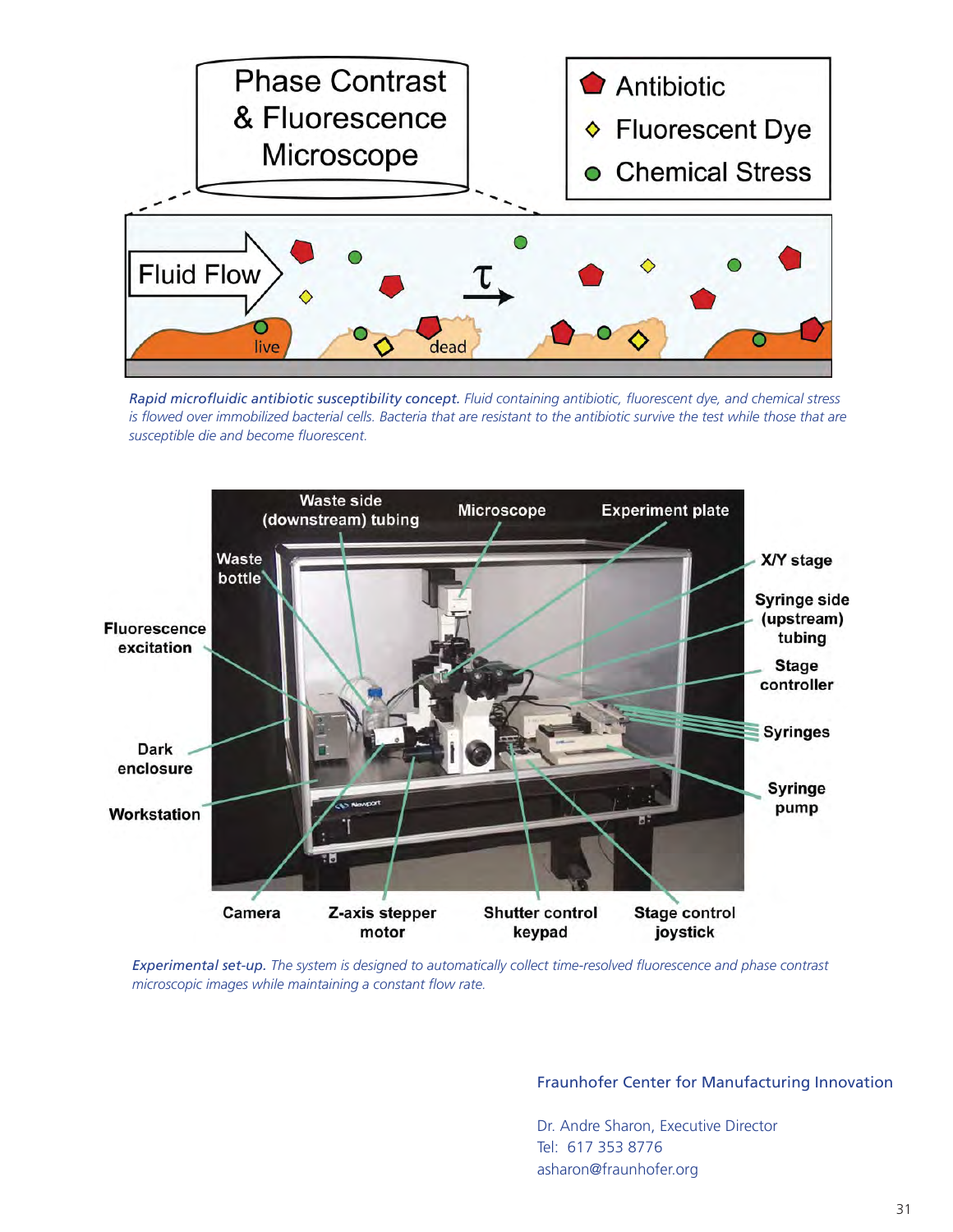Phase Contrast & Fluorescence Microscope

Antibiotic
Fluorescent Dye
Chemical Stress

Fluid Flow
$\tau$
live
dead

*Rapid microfluidic antibiotic susceptibility concept.* *Fluid containing antibiotic, fluorescent dye, and chemical stress is flowed over immobilized bacterial cells. Bacteria that are resistant to the antibiotic survive the test while those that are susceptible die and become fluorescent.*

Waste side (downstream) tubing
Microscope
Experiment plate
Waste bottle
X/Y stage
Syringe side (upstream) tubing
Fluorescence excitation
Stage controller
Syringes
Dark enclosure
Syringe pump
Workstation
Camera
Z-axis stepper motor
Shutter control keypad
Stage control joystick

*Experimental set-up.* *The system is designed to automatically collect time-resolved fluorescence and phase contrast microscopic images while maintaining a constant flow rate.*

Fraunhofer Center for Manufacturing Innovation

Dr. Andre Sharon, Executive Director
Tel: 617 353 8776
asharon@fraunhofer.org